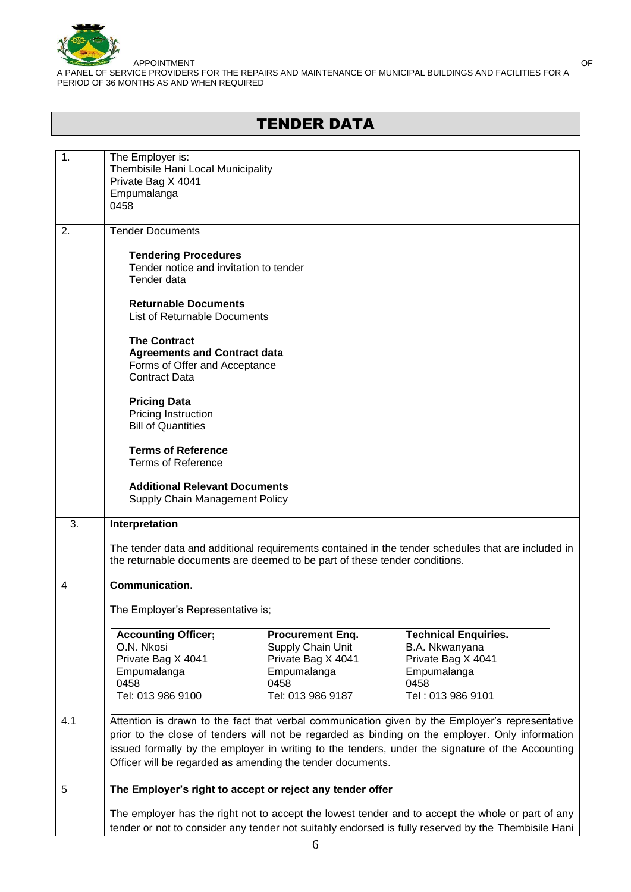APPOINTMENT OF A PANEL OF SERVICE PROVIDERS FOR THE REPAIRS AND MAINTENANCE OF MUNICIPAL BUILDINGS AND FACILITIES FOR A PERIOD OF 36 MONTHS AS AND WHEN REQUIRED

# TENDER DATA

| | |
|---|---|
| 1. | The Employer is:<br>Thembisile Hani Local Municipality<br>Private Bag X 4041<br>Empumalanga<br>0458 |
| 2. | Tender Documents |
| | **Tendering Procedures**<br>Tender notice and invitation to tender<br>Tender data<br><br>**Returnable Documents**<br>List of Returnable Documents<br><br>**The Contract**<br>**Agreements and Contract data**<br>Forms of Offer and Acceptance<br>Contract Data<br><br>**Pricing Data**<br>Pricing Instruction<br>Bill of Quantities<br><br>**Terms of Reference**<br>Terms of Reference<br><br>**Additional Relevant Documents**<br>Supply Chain Management Policy |
| 3. | **Interpretation**<br><br>The tender data and additional requirements contained in the tender schedules that are included in the returnable documents are deemed to be part of these tender conditions. |
| 4 | **Communication.**<br><br>The Employer's Representative is;<br><br>**Accounting Officer;** O.N. Nkosi, Private Bag X 4041, Empumalanga, 0458, Tel: 013 986 9100<br><br>**Procurement Enq.** Supply Chain Unit, Private Bag X 4041, Empumalanga, 0458, Tel: 013 986 9187<br><br>**Technical Enquiries.** B.A. Nkwanyana, Private Bag X 4041, Empumalanga, 0458, Tel : 013 986 9101 |
| 4.1 | Attention is drawn to the fact that verbal communication given by the Employer's representative prior to the close of tenders will not be regarded as binding on the employer. Only information issued formally by the employer in writing to the tenders, under the signature of the Accounting Officer will be regarded as amending the tender documents. |
| 5 | **The Employer's right to accept or reject any tender offer**<br><br>The employer has the right not to accept the lowest tender and to accept the whole or part of any tender or not to consider any tender not suitably endorsed is fully reserved by the Thembisile Hani |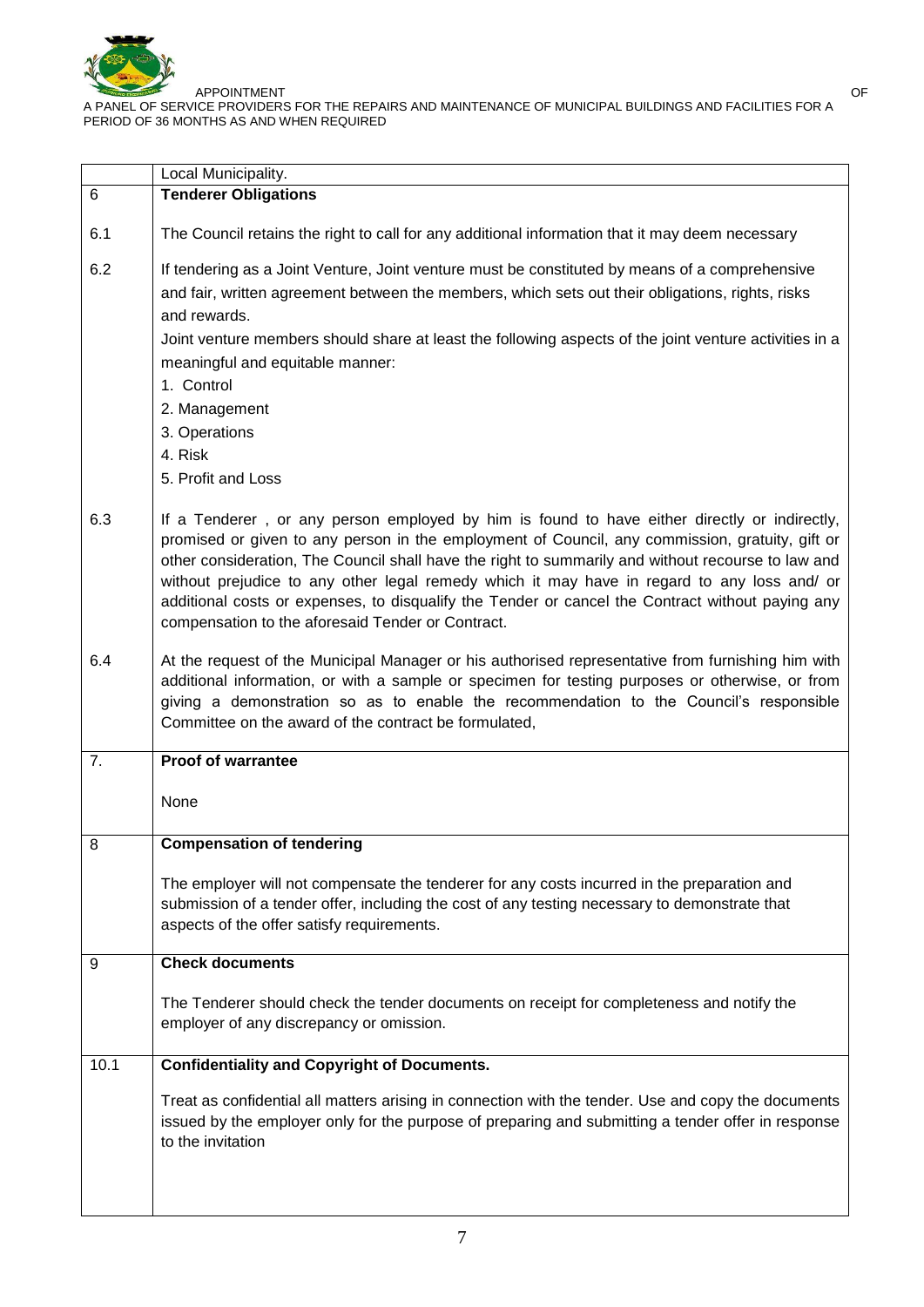| | Local Municipality. |
|---|---|
| 6 | **Tenderer Obligations** |
| 6.1 | The Council retains the right to call for any additional information that it may deem necessary |
| 6.2 | If tendering as a Joint Venture, Joint venture must be constituted by means of a comprehensive and fair, written agreement between the members, which sets out their obligations, rights, risks and rewards.<br>Joint venture members should share at least the following aspects of the joint venture activities in a meaningful and equitable manner:<br>1. Control<br>2. Management<br>3. Operations<br>4. Risk<br>5. Profit and Loss |
| 6.3 | If a Tenderer , or any person employed by him is found to have either directly or indirectly, promised or given to any person in the employment of Council, any commission, gratuity, gift or other consideration, The Council shall have the right to summarily and without recourse to law and without prejudice to any other legal remedy which it may have in regard to any loss and/ or additional costs or expenses, to disqualify the Tender or cancel the Contract without paying any compensation to the aforesaid Tender or Contract. |
| 6.4 | At the request of the Municipal Manager or his authorised representative from furnishing him with additional information, or with a sample or specimen for testing purposes or otherwise, or from giving a demonstration so as to enable the recommendation to the Council's responsible Committee on the award of the contract be formulated, |
| 7. | **Proof of warrantee**<br><br>None |
| 8 | **Compensation of tendering**<br><br>The employer will not compensate the tenderer for any costs incurred in the preparation and submission of a tender offer, including the cost of any testing necessary to demonstrate that aspects of the offer satisfy requirements. |
| 9 | **Check documents**<br><br>The Tenderer should check the tender documents on receipt for completeness and notify the employer of any discrepancy or omission. |
| 10.1 | **Confidentiality and Copyright of Documents.**<br><br>Treat as confidential all matters arising in connection with the tender. Use and copy the documents issued by the employer only for the purpose of preparing and submitting a tender offer in response to the invitation |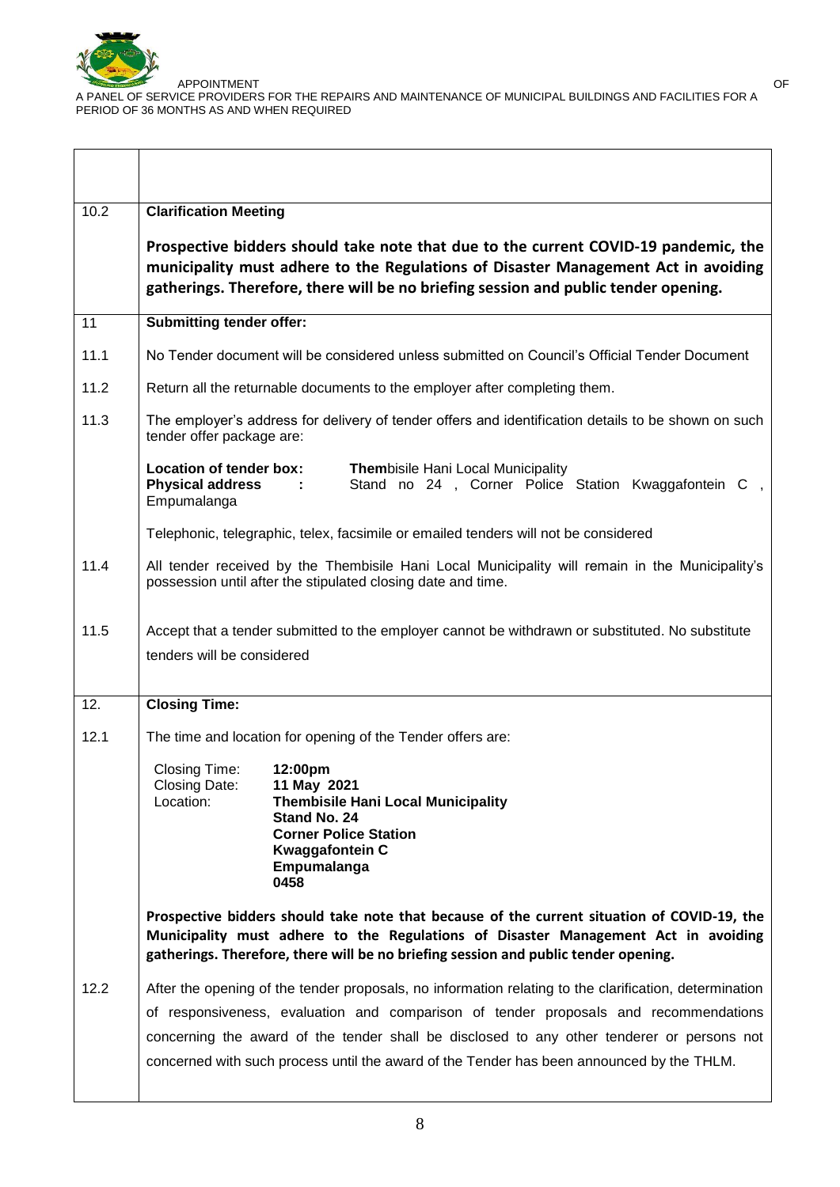| | |
|---|---|
| | |
| 10.2 | **Clarification Meeting**<br><br>**Prospective bidders should take note that due to the current COVID-19 pandemic, the municipality must adhere to the Regulations of Disaster Management Act in avoiding gatherings. Therefore, there will be no briefing session and public tender opening.** |
| 11 | **Submitting tender offer:** |
| 11.1 | No Tender document will be considered unless submitted on Council's Official Tender Document |
| 11.2 | Return all the returnable documents to the employer after completing them. |
| 11.3 | The employer's address for delivery of tender offers and identification details to be shown on such tender offer package are:<br><br>**Location of tender box:** **Them**bisile Hani Local Municipality<br>**Physical address :** Stand no 24 , Corner Police Station Kwaggafontein C , Empumalanga<br><br>Telephonic, telegraphic, telex, facsimile or emailed tenders will not be considered |
| 11.4 | All tender received by the Thembisile Hani Local Municipality will remain in the Municipality's possession until after the stipulated closing date and time. |
| 11.5 | Accept that a tender submitted to the employer cannot be withdrawn or substituted. No substitute tenders will be considered |
| 12. | **Closing Time:** |
| 12.1 | The time and location for opening of the Tender offers are:<br><br>Closing Time: **12:00pm**<br>Closing Date: **11 May 2021**<br>Location: **Thembisile Hani Local Municipality**<br>**Stand No. 24**<br>**Corner Police Station**<br>**Kwaggafontein C**<br>**Empumalanga**<br>**0458**<br><br>**Prospective bidders should take note that because of the current situation of COVID-19, the Municipality must adhere to the Regulations of Disaster Management Act in avoiding gatherings. Therefore, there will be no briefing session and public tender opening.** |
| 12.2 | After the opening of the tender proposals, no information relating to the clarification, determination of responsiveness, evaluation and comparison of tender proposals and recommendations concerning the award of the tender shall be disclosed to any other tenderer or persons not concerned with such process until the award of the Tender has been announced by the THLM. |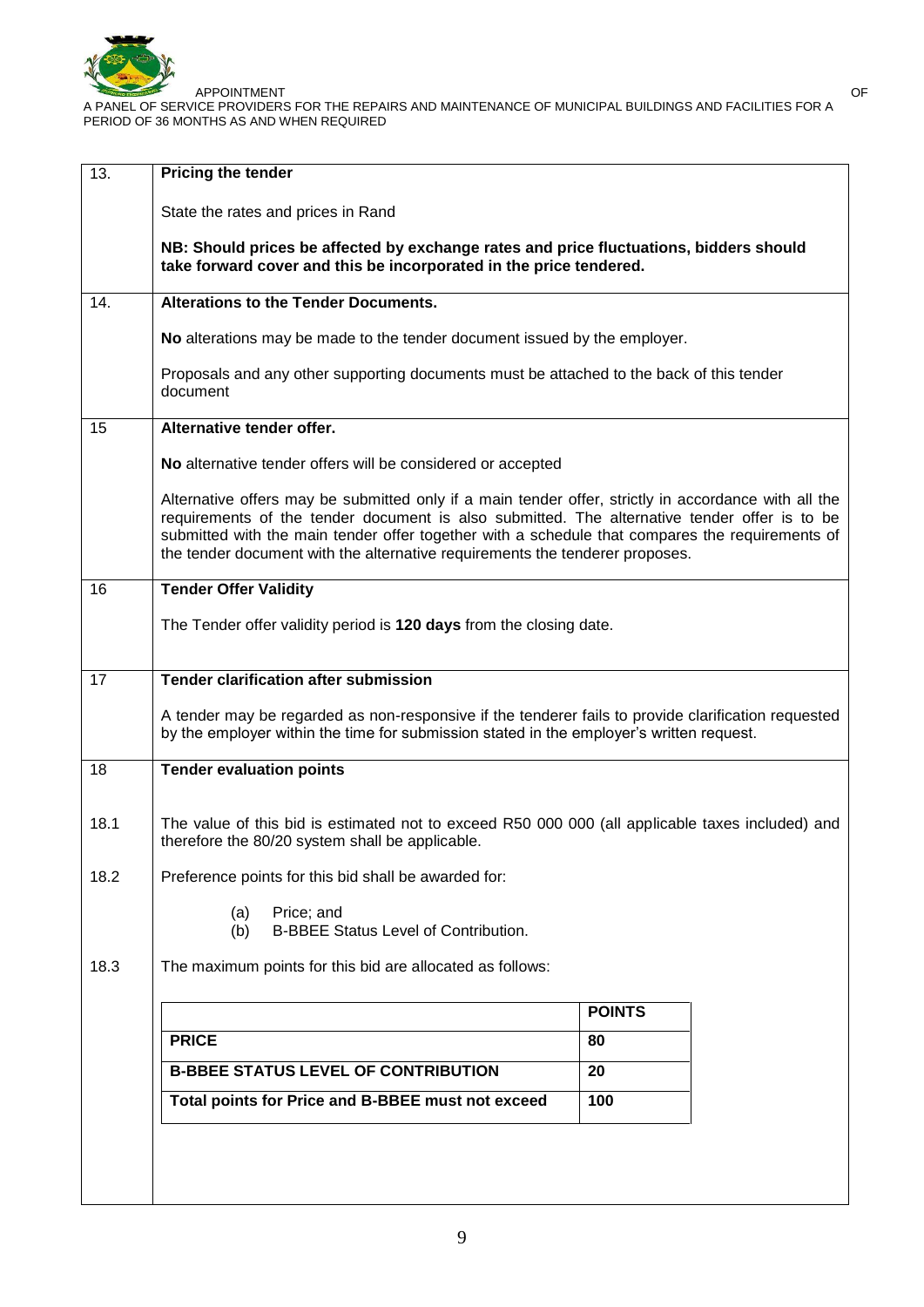| | |
|---|---|
| 13. | **Pricing the tender**<br><br>State the rates and prices in Rand<br><br>**NB: Should prices be affected by exchange rates and price fluctuations, bidders should take forward cover and this be incorporated in the price tendered.** |
| 14. | **Alterations to the Tender Documents.**<br><br>**No** alterations may be made to the tender document issued by the employer.<br><br>Proposals and any other supporting documents must be attached to the back of this tender document |
| 15 | **Alternative tender offer.**<br><br>**No** alternative tender offers will be considered or accepted<br><br>Alternative offers may be submitted only if a main tender offer, strictly in accordance with all the requirements of the tender document is also submitted. The alternative tender offer is to be submitted with the main tender offer together with a schedule that compares the requirements of the tender document with the alternative requirements the tenderer proposes. |
| 16 | **Tender Offer Validity**<br><br>The Tender offer validity period is **120 days** from the closing date. |
| 17 | **Tender clarification after submission**<br><br>A tender may be regarded as non-responsive if the tenderer fails to provide clarification requested by the employer within the time for submission stated in the employer's written request. |
| 18 | **Tender evaluation points** |
| 18.1 | The value of this bid is estimated not to exceed R50 000 000 (all applicable taxes included) and therefore the 80/20 system shall be applicable. |
| 18.2 | Preference points for this bid shall be awarded for:<br><br>(a) Price; and<br>(b) B-BBEE Status Level of Contribution. |
| 18.3 | The maximum points for this bid are allocated as follows: |

| | **POINTS** |
|---|---|
| **PRICE** | **80** |
| **B-BBEE STATUS LEVEL OF CONTRIBUTION** | **20** |
| **Total points for Price and B-BBEE must not exceed** | **100** |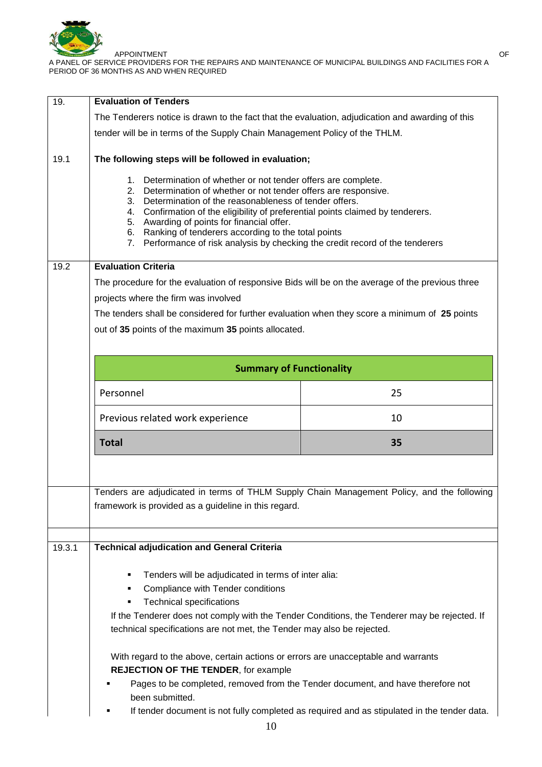## 19. Evaluation of Tenders

The Tenderers notice is drawn to the fact that the evaluation, adjudication and awarding of this tender will be in terms of the Supply Chain Management Policy of the THLM.

### 19.1 The following steps will be followed in evaluation;

1. Determination of whether or not tender offers are complete.
2. Determination of whether or not tender offers are responsive.
3. Determination of the reasonableness of tender offers.
4. Confirmation of the eligibility of preferential points claimed by tenderers.
5. Awarding of points for financial offer.
6. Ranking of tenderers according to the total points
7. Performance of risk analysis by checking the credit record of the tenderers

### 19.2 Evaluation Criteria

The procedure for the evaluation of responsive Bids will be on the average of the previous three projects where the firm was involved

The tenders shall be considered for further evaluation when they score a minimum of **25** points out of **35** points of the maximum **35** points allocated.

| Summary of Functionality | |
|---|---|
| Personnel | 25 |
| Previous related work experience | 10 |
| **Total** | **35** |

Tenders are adjudicated in terms of THLM Supply Chain Management Policy, and the following framework is provided as a guideline in this regard.

### 19.3.1 Technical adjudication and General Criteria

- Tenders will be adjudicated in terms of inter alia:
- Compliance with Tender conditions
- Technical specifications

If the Tenderer does not comply with the Tender Conditions, the Tenderer may be rejected. If technical specifications are not met, the Tender may also be rejected.

With regard to the above, certain actions or errors are unacceptable and warrants **REJECTION OF THE TENDER**, for example

- Pages to be completed, removed from the Tender document, and have therefore not been submitted.
- If tender document is not fully completed as required and as stipulated in the tender data.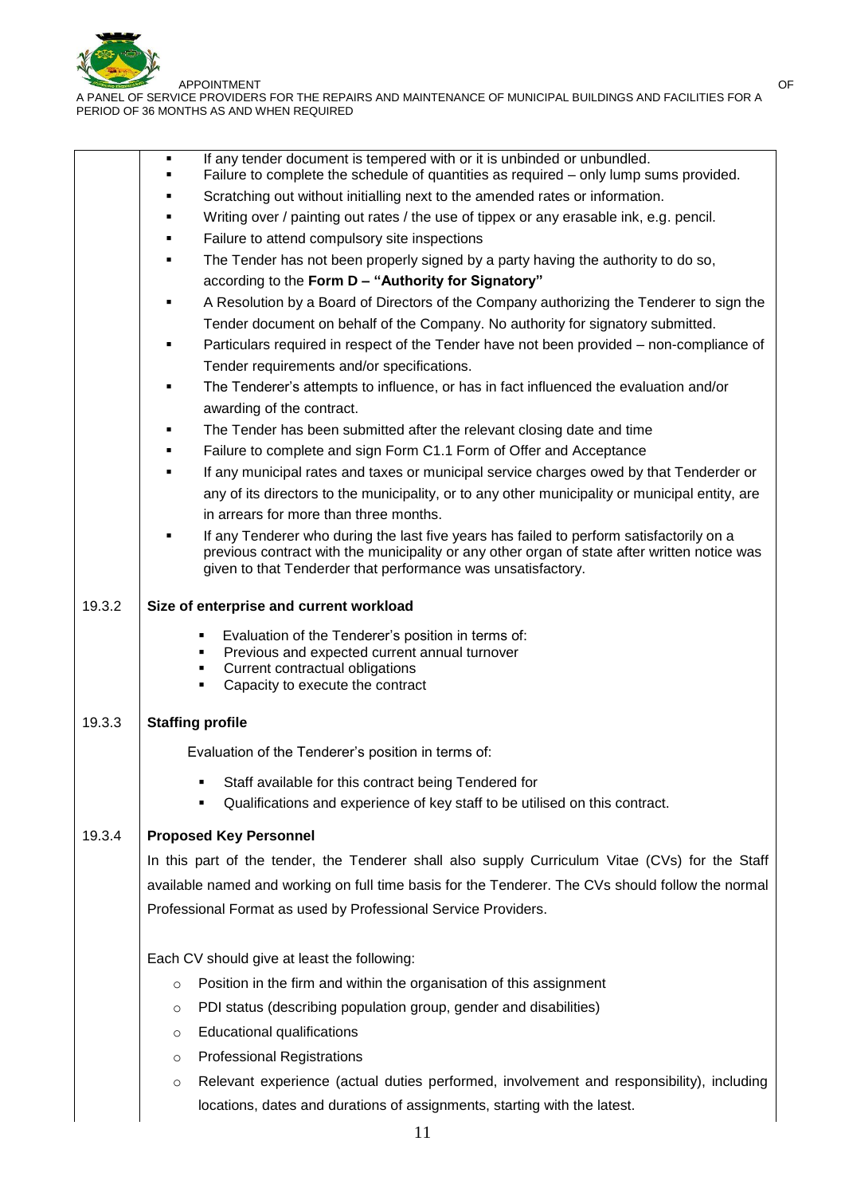- If any tender document is tempered with or it is unbinded or unbundled.
- Failure to complete the schedule of quantities as required – only lump sums provided.
- Scratching out without initialling next to the amended rates or information.
- Writing over / painting out rates / the use of tippex or any erasable ink, e.g. pencil.
- Failure to attend compulsory site inspections
- The Tender has not been properly signed by a party having the authority to do so, according to the **Form D – "Authority for Signatory"**
- A Resolution by a Board of Directors of the Company authorizing the Tenderer to sign the Tender document on behalf of the Company. No authority for signatory submitted.
- Particulars required in respect of the Tender have not been provided – non-compliance of Tender requirements and/or specifications.
- The Tenderer's attempts to influence, or has in fact influenced the evaluation and/or awarding of the contract.
- The Tender has been submitted after the relevant closing date and time
- Failure to complete and sign Form C1.1 Form of Offer and Acceptance
- If any municipal rates and taxes or municipal service charges owed by that Tenderer or any of its directors to the municipality, or to any other municipality or municipal entity, are in arrears for more than three months.
- If any Tenderer who during the last five years has failed to perform satisfactorily on a previous contract with the municipality or any other organ of state after written notice was given to that Tenderder that performance was unsatisfactory.

**19.3.2 Size of enterprise and current workload**

- Evaluation of the Tenderer's position in terms of:
- Previous and expected current annual turnover
- Current contractual obligations
- Capacity to execute the contract

**19.3.3 Staffing profile**

Evaluation of the Tenderer's position in terms of:

- Staff available for this contract being Tendered for
- Qualifications and experience of key staff to be utilised on this contract.

**19.3.4 Proposed Key Personnel**

In this part of the tender, the Tenderer shall also supply Curriculum Vitae (CVs) for the Staff available named and working on full time basis for the Tenderer. The CVs should follow the normal Professional Format as used by Professional Service Providers.

Each CV should give at least the following:

- Position in the firm and within the organisation of this assignment
- PDI status (describing population group, gender and disabilities)
- Educational qualifications
- Professional Registrations
- Relevant experience (actual duties performed, involvement and responsibility), including locations, dates and durations of assignments, starting with the latest.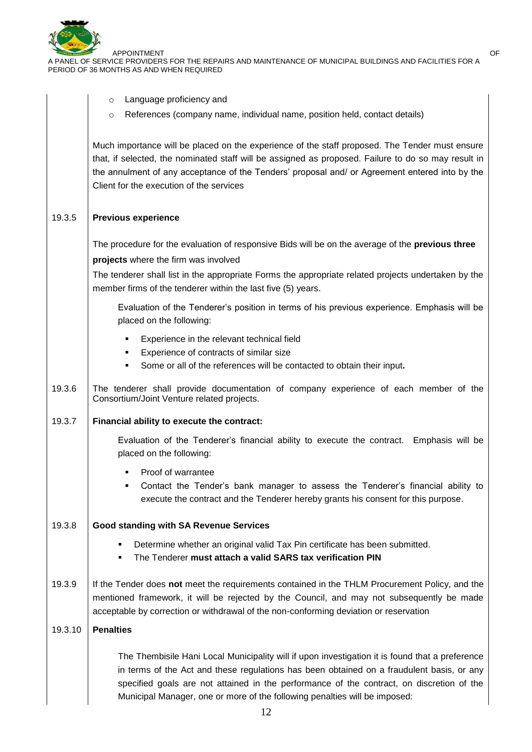- Language proficiency and
- References (company name, individual name, position held, contact details)

Much importance will be placed on the experience of the staff proposed. The Tender must ensure that, if selected, the nominated staff will be assigned as proposed. Failure to do so may result in the annulment of any acceptance of the Tenders' proposal and/ or Agreement entered into by the Client for the execution of the services

**19.3.5 Previous experience**

The procedure for the evaluation of responsive Bids will be on the average of the **previous three projects** where the firm was involved

The tenderer shall list in the appropriate Forms the appropriate related projects undertaken by the member firms of the tenderer within the last five (5) years.

Evaluation of the Tenderer's position in terms of his previous experience. Emphasis will be placed on the following:

- Experience in the relevant technical field
- Experience of contracts of similar size
- Some or all of the references will be contacted to obtain their input**.**

**19.3.6** The tenderer shall provide documentation of company experience of each member of the Consortium/Joint Venture related projects.

**19.3.7 Financial ability to execute the contract:**

Evaluation of the Tenderer's financial ability to execute the contract. Emphasis will be placed on the following:

- Proof of warrantee
- Contact the Tender's bank manager to assess the Tenderer's financial ability to execute the contract and the Tenderer hereby grants his consent for this purpose.

**19.3.8 Good standing with SA Revenue Services**

- Determine whether an original valid Tax Pin certificate has been submitted.
- The Tenderer **must attach a valid SARS tax verification PIN**

**19.3.9** If the Tender does **not** meet the requirements contained in the THLM Procurement Policy, and the mentioned framework, it will be rejected by the Council, and may not subsequently be made acceptable by correction or withdrawal of the non-conforming deviation or reservation

**19.3.10 Penalties**

The Thembisile Hani Local Municipality will if upon investigation it is found that a preference in terms of the Act and these regulations has been obtained on a fraudulent basis, or any specified goals are not attained in the performance of the contract, on discretion of the Municipal Manager, one or more of the following penalties will be imposed: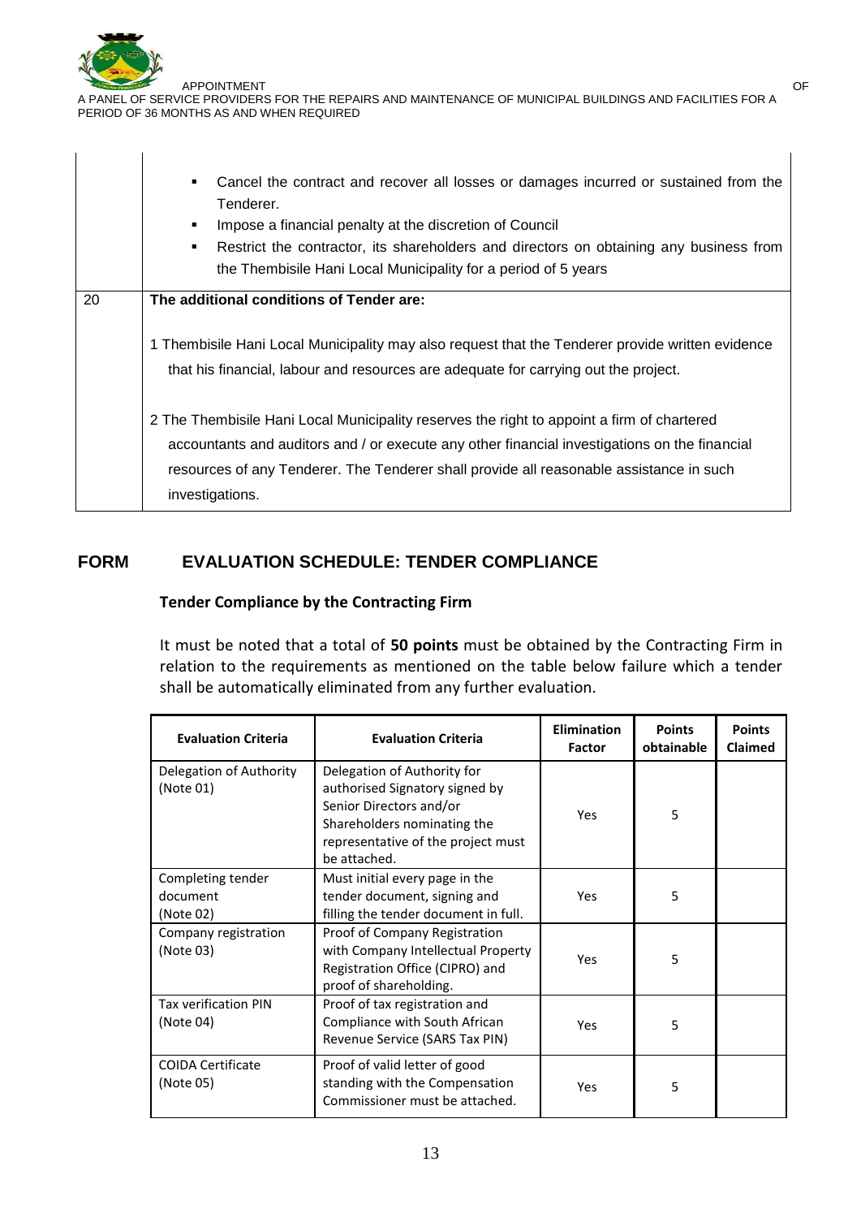| | |
|---|---|
| | ▪ Cancel the contract and recover all losses or damages incurred or sustained from the Tenderer.<br>▪ Impose a financial penalty at the discretion of Council<br>▪ Restrict the contractor, its shareholders and directors on obtaining any business from the Thembisile Hani Local Municipality for a period of 5 years |
| 20 | **The additional conditions of Tender are:**<br><br>1 Thembisile Hani Local Municipality may also request that the Tenderer provide written evidence that his financial, labour and resources are adequate for carrying out the project.<br><br>2 The Thembisile Hani Local Municipality reserves the right to appoint a firm of chartered accountants and auditors and / or execute any other financial investigations on the financial resources of any Tenderer. The Tenderer shall provide all reasonable assistance in such investigations. |

## FORM EVALUATION SCHEDULE: TENDER COMPLIANCE

### Tender Compliance by the Contracting Firm

It must be noted that a total of **50 points** must be obtained by the Contracting Firm in relation to the requirements as mentioned on the table below failure which a tender shall be automatically eliminated from any further evaluation.

| Evaluation Criteria | Evaluation Criteria | Elimination Factor | Points obtainable | Points Claimed |
|---|---|---|---|---|
| Delegation of Authority (Note 01) | Delegation of Authority for authorised Signatory signed by Senior Directors and/or Shareholders nominating the representative of the project must be attached. | Yes | 5 | |
| Completing tender document (Note 02) | Must initial every page in the tender document, signing and filling the tender document in full. | Yes | 5 | |
| Company registration (Note 03) | Proof of Company Registration with Company Intellectual Property Registration Office (CIPRO) and proof of shareholding. | Yes | 5 | |
| Tax verification PIN (Note 04) | Proof of tax registration and Compliance with South African Revenue Service (SARS Tax PIN) | Yes | 5 | |
| COIDA Certificate (Note 05) | Proof of valid letter of good standing with the Compensation Commissioner must be attached. | Yes | 5 | |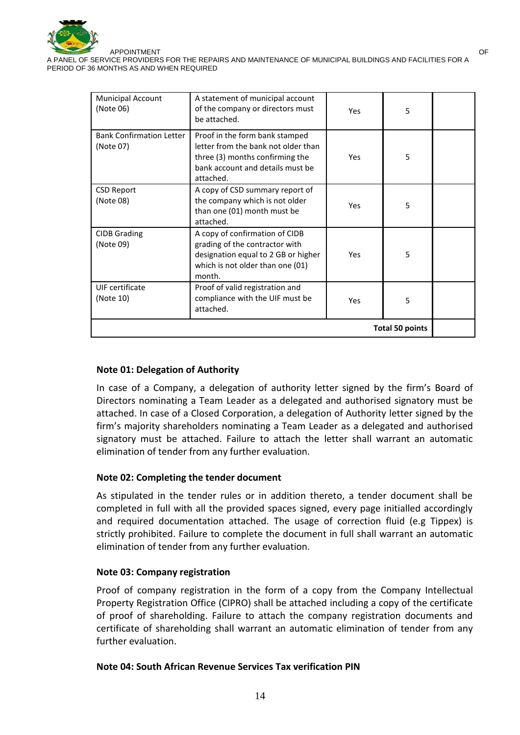| | | | | |
|---|---|---|---|---|
| Municipal Account (Note 06) | A statement of municipal account of the company or directors must be attached. | Yes | 5 | |
| Bank Confirmation Letter (Note 07) | Proof in the form bank stamped letter from the bank not older than three (3) months confirming the bank account and details must be attached. | Yes | 5 | |
| CSD Report (Note 08) | A copy of CSD summary report of the company which is not older than one (01) month must be attached. | Yes | 5 | |
| CIDB Grading (Note 09) | A copy of confirmation of CIDB grading of the contractor with designation equal to 2 GB or higher which is not older than one (01) month. | Yes | 5 | |
| UIF certificate (Note 10) | Proof of valid registration and compliance with the UIF must be attached. | Yes | 5 | |
| | | | **Total 50 points** | |

**Note 01: Delegation of Authority**

In case of a Company, a delegation of authority letter signed by the firm's Board of Directors nominating a Team Leader as a delegated and authorised signatory must be attached. In case of a Closed Corporation, a delegation of Authority letter signed by the firm's majority shareholders nominating a Team Leader as a delegated and authorised signatory must be attached. Failure to attach the letter shall warrant an automatic elimination of tender from any further evaluation.

**Note 02: Completing the tender document**

As stipulated in the tender rules or in addition thereto, a tender document shall be completed in full with all the provided spaces signed, every page initialled accordingly and required documentation attached. The usage of correction fluid (e.g Tippex) is strictly prohibited. Failure to complete the document in full shall warrant an automatic elimination of tender from any further evaluation.

**Note 03: Company registration**

Proof of company registration in the form of a copy from the Company Intellectual Property Registration Office (CIPRO) shall be attached including a copy of the certificate of proof of shareholding. Failure to attach the company registration documents and certificate of shareholding shall warrant an automatic elimination of tender from any further evaluation.

**Note 04: South African Revenue Services Tax verification PIN**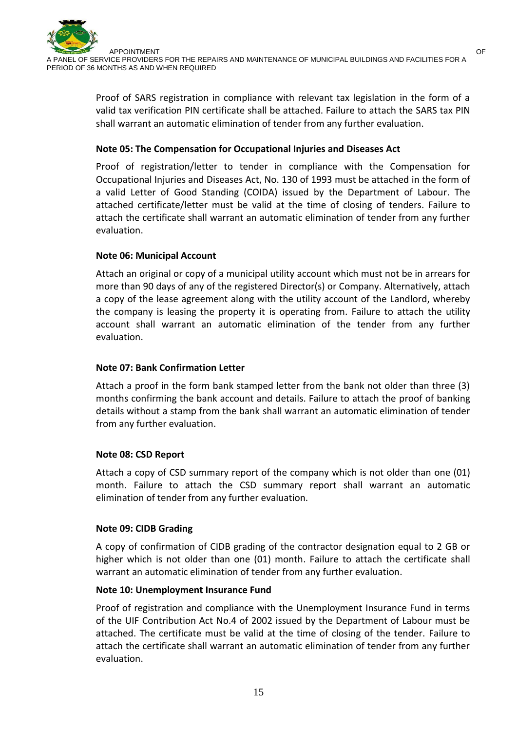Proof of SARS registration in compliance with relevant tax legislation in the form of a valid tax verification PIN certificate shall be attached. Failure to attach the SARS tax PIN shall warrant an automatic elimination of tender from any further evaluation.

**Note 05: The Compensation for Occupational Injuries and Diseases Act**

Proof of registration/letter to tender in compliance with the Compensation for Occupational Injuries and Diseases Act, No. 130 of 1993 must be attached in the form of a valid Letter of Good Standing (COIDA) issued by the Department of Labour. The attached certificate/letter must be valid at the time of closing of tenders. Failure to attach the certificate shall warrant an automatic elimination of tender from any further evaluation.

**Note 06: Municipal Account**

Attach an original or copy of a municipal utility account which must not be in arrears for more than 90 days of any of the registered Director(s) or Company. Alternatively, attach a copy of the lease agreement along with the utility account of the Landlord, whereby the company is leasing the property it is operating from. Failure to attach the utility account shall warrant an automatic elimination of the tender from any further evaluation.

**Note 07: Bank Confirmation Letter**

Attach a proof in the form bank stamped letter from the bank not older than three (3) months confirming the bank account and details. Failure to attach the proof of banking details without a stamp from the bank shall warrant an automatic elimination of tender from any further evaluation.

**Note 08: CSD Report**

Attach a copy of CSD summary report of the company which is not older than one (01) month. Failure to attach the CSD summary report shall warrant an automatic elimination of tender from any further evaluation.

**Note 09: CIDB Grading**

A copy of confirmation of CIDB grading of the contractor designation equal to 2 GB or higher which is not older than one (01) month. Failure to attach the certificate shall warrant an automatic elimination of tender from any further evaluation.

**Note 10: Unemployment Insurance Fund**

Proof of registration and compliance with the Unemployment Insurance Fund in terms of the UIF Contribution Act No.4 of 2002 issued by the Department of Labour must be attached. The certificate must be valid at the time of closing of the tender. Failure to attach the certificate shall warrant an automatic elimination of tender from any further evaluation.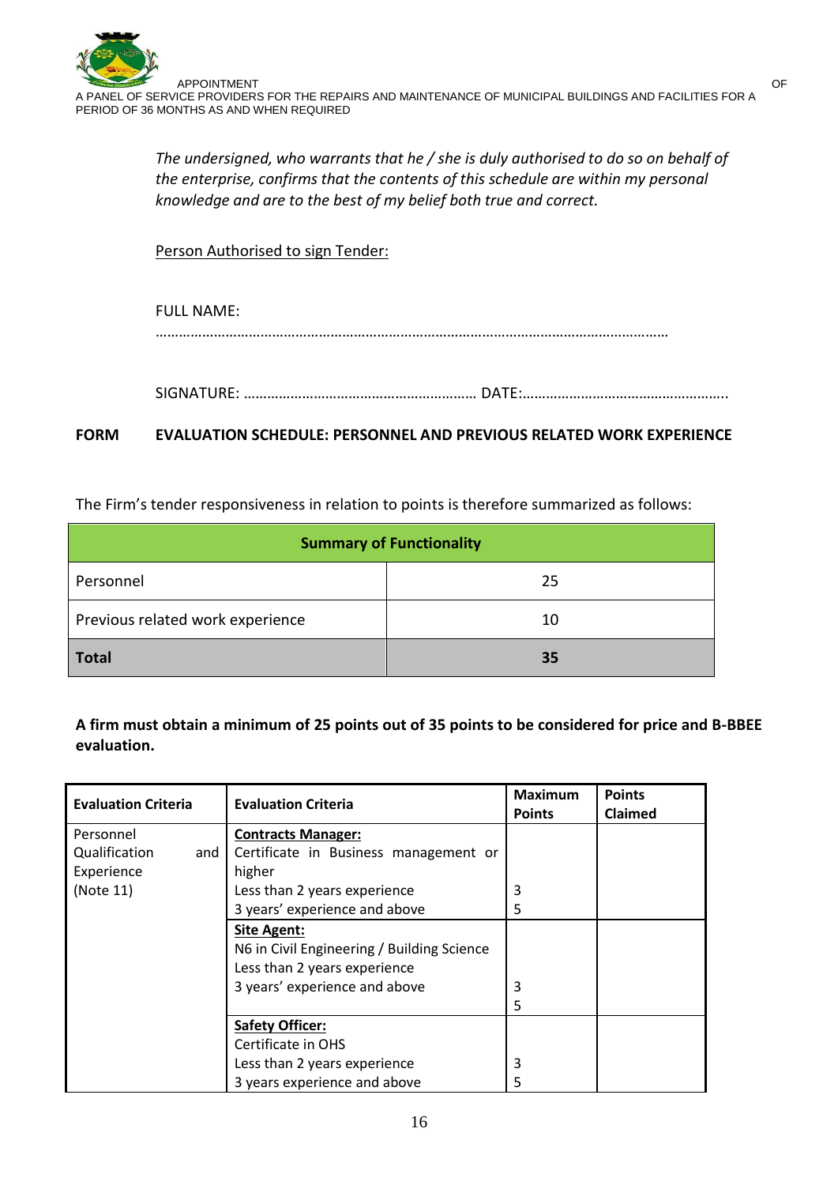*The undersigned, who warrants that he / she is duly authorised to do so on behalf of the enterprise, confirms that the contents of this schedule are within my personal knowledge and are to the best of my belief both true and correct.*

Person Authorised to sign Tender:

FULL NAME: ……………………………………………………………………………………………………………………

SIGNATURE: ………………………………………………… DATE:……………………………………………..

**FORM EVALUATION SCHEDULE: PERSONNEL AND PREVIOUS RELATED WORK EXPERIENCE**

The Firm's tender responsiveness in relation to points is therefore summarized as follows:

| Summary of Functionality | |
|---|---|
| Personnel | 25 |
| Previous related work experience | 10 |
| **Total** | **35** |

**A firm must obtain a minimum of 25 points out of 35 points to be considered for price and B-BBEE evaluation.**

| Evaluation Criteria | Evaluation Criteria | Maximum Points | Points Claimed |
|---|---|---|---|
| Personnel Qualification and Experience (Note 11) | **Contracts Manager:** Certificate in Business management or higher<br>Less than 2 years experience<br>3 years' experience and above | <br><br>3<br>5 | |
| | **Site Agent:** N6 in Civil Engineering / Building Science<br>Less than 2 years experience<br>3 years' experience and above | <br><br>3<br>5 | |
| | **Safety Officer:** Certificate in OHS<br>Less than 2 years experience<br>3 years experience and above | <br><br>3<br>5 | |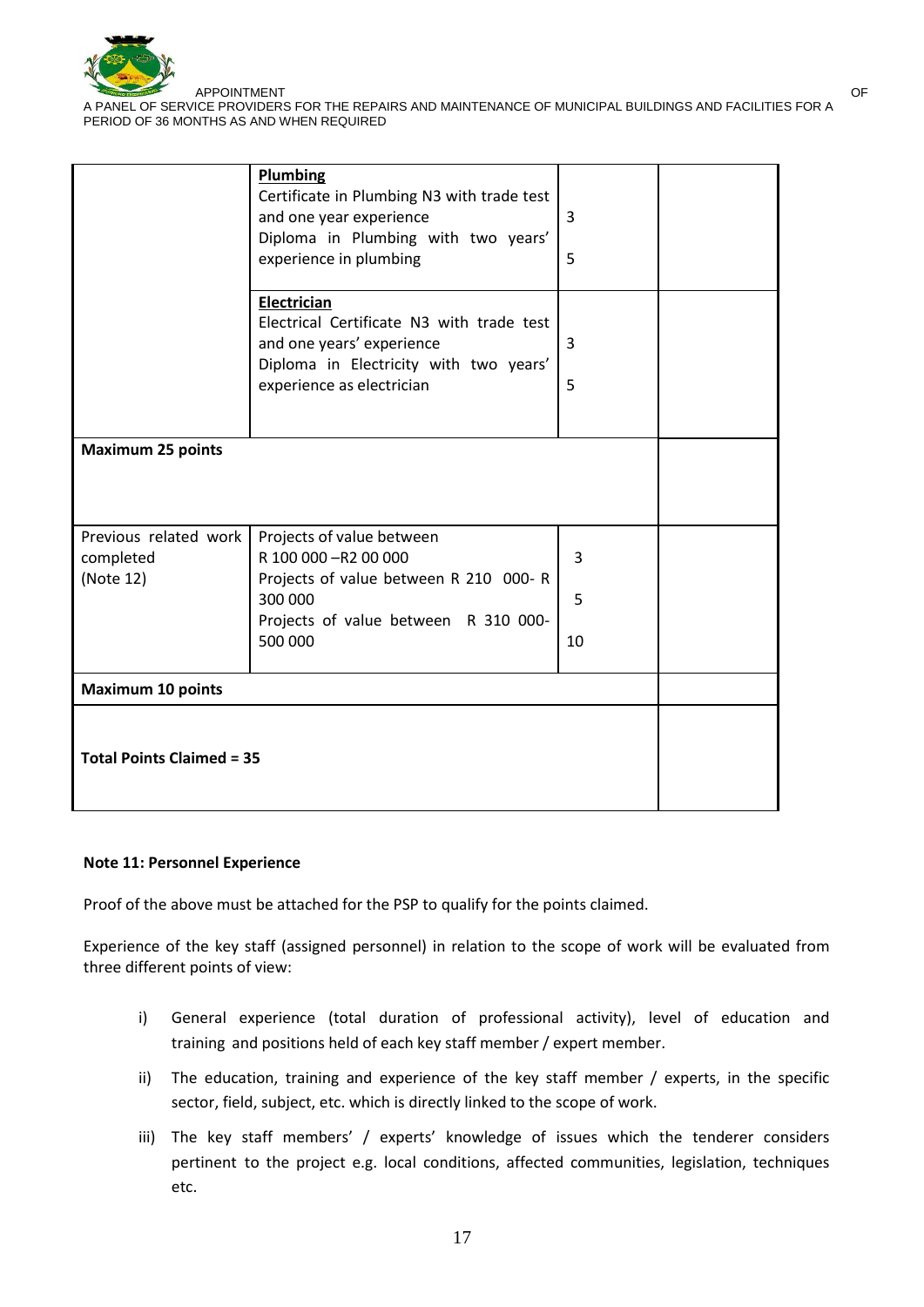| | | | |
|---|---|---|---|
| | **Plumbing**<br>Certificate in Plumbing N3 with trade test and one year experience<br>Diploma in Plumbing with two years' experience in plumbing | 3<br><br>5 | |
| | **Electrician**<br>Electrical Certificate N3 with trade test and one years' experience<br>Diploma in Electricity with two years' experience as electrician | 3<br><br>5 | |
| **Maximum 25 points** | | | |
| Previous related work completed (Note 12) | Projects of value between R 100 000 –R2 00 000<br>Projects of value between R 210 000- R 300 000<br>Projects of value between R 310 000- 500 000 | 3<br><br>5<br><br>10 | |
| **Maximum 10 points** | | | |
| **Total Points Claimed = 35** | | | |

**Note 11: Personnel Experience**

Proof of the above must be attached for the PSP to qualify for the points claimed.

Experience of the key staff (assigned personnel) in relation to the scope of work will be evaluated from three different points of view:

i) General experience (total duration of professional activity), level of education and training and positions held of each key staff member / expert member.

ii) The education, training and experience of the key staff member / experts, in the specific sector, field, subject, etc. which is directly linked to the scope of work.

iii) The key staff members' / experts' knowledge of issues which the tenderer considers pertinent to the project e.g. local conditions, affected communities, legislation, techniques etc.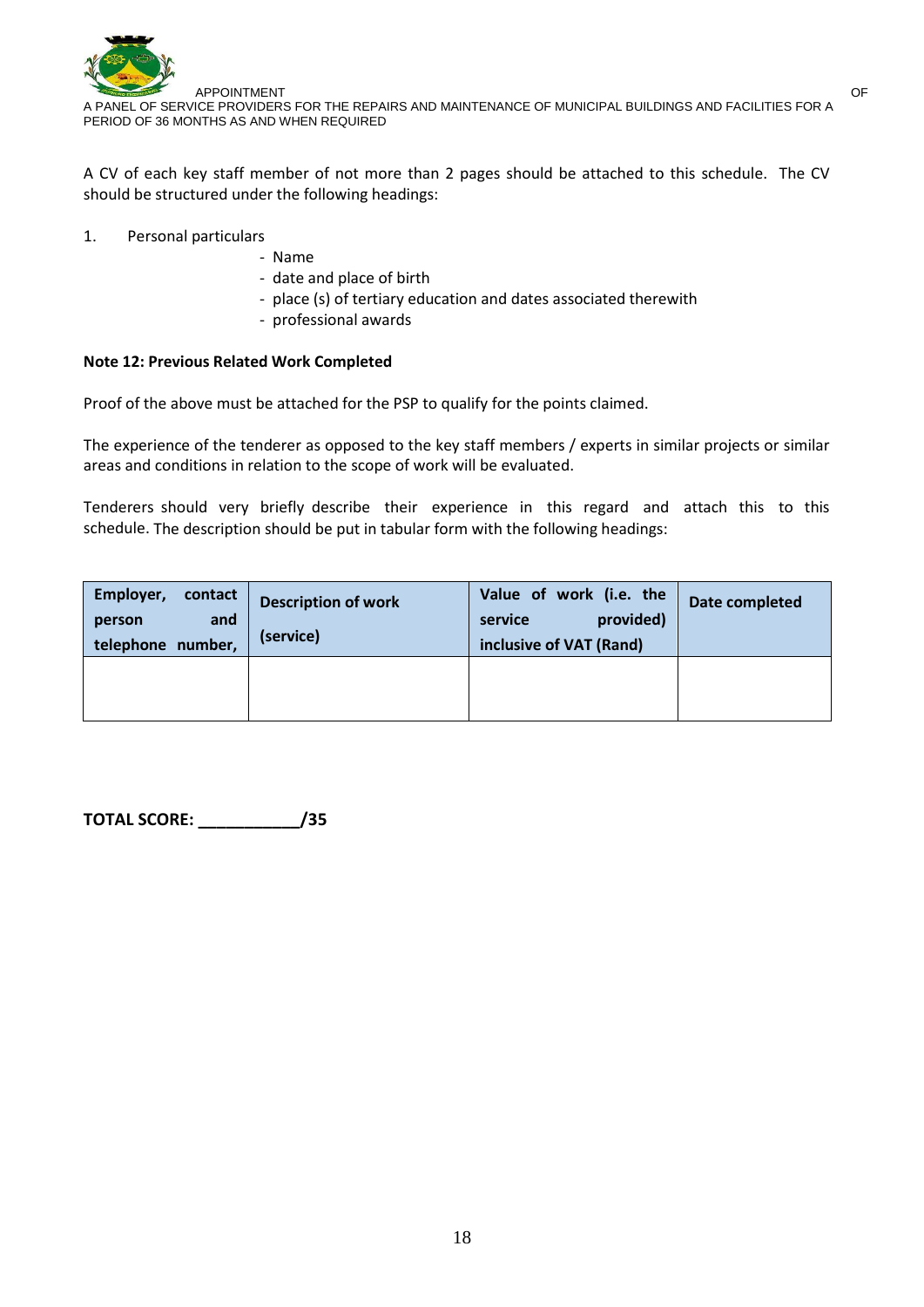A CV of each key staff member of not more than 2 pages should be attached to this schedule. The CV should be structured under the following headings:

1. Personal particulars
   - Name
   - date and place of birth
   - place (s) of tertiary education and dates associated therewith
   - professional awards

**Note 12: Previous Related Work Completed**

Proof of the above must be attached for the PSP to qualify for the points claimed.

The experience of the tenderer as opposed to the key staff members / experts in similar projects or similar areas and conditions in relation to the scope of work will be evaluated.

Tenderers should very briefly describe their experience in this regard and attach this to this schedule. The description should be put in tabular form with the following headings:

| **Employer, contact person and telephone number,** | **Description of work (service)** | **Value of work (i.e. the service provided) inclusive of VAT (Rand)** | **Date completed** |
|---|---|---|---|
| | | | |

**TOTAL SCORE: \_\_\_\_\_\_\_\_\_\_\_/35**